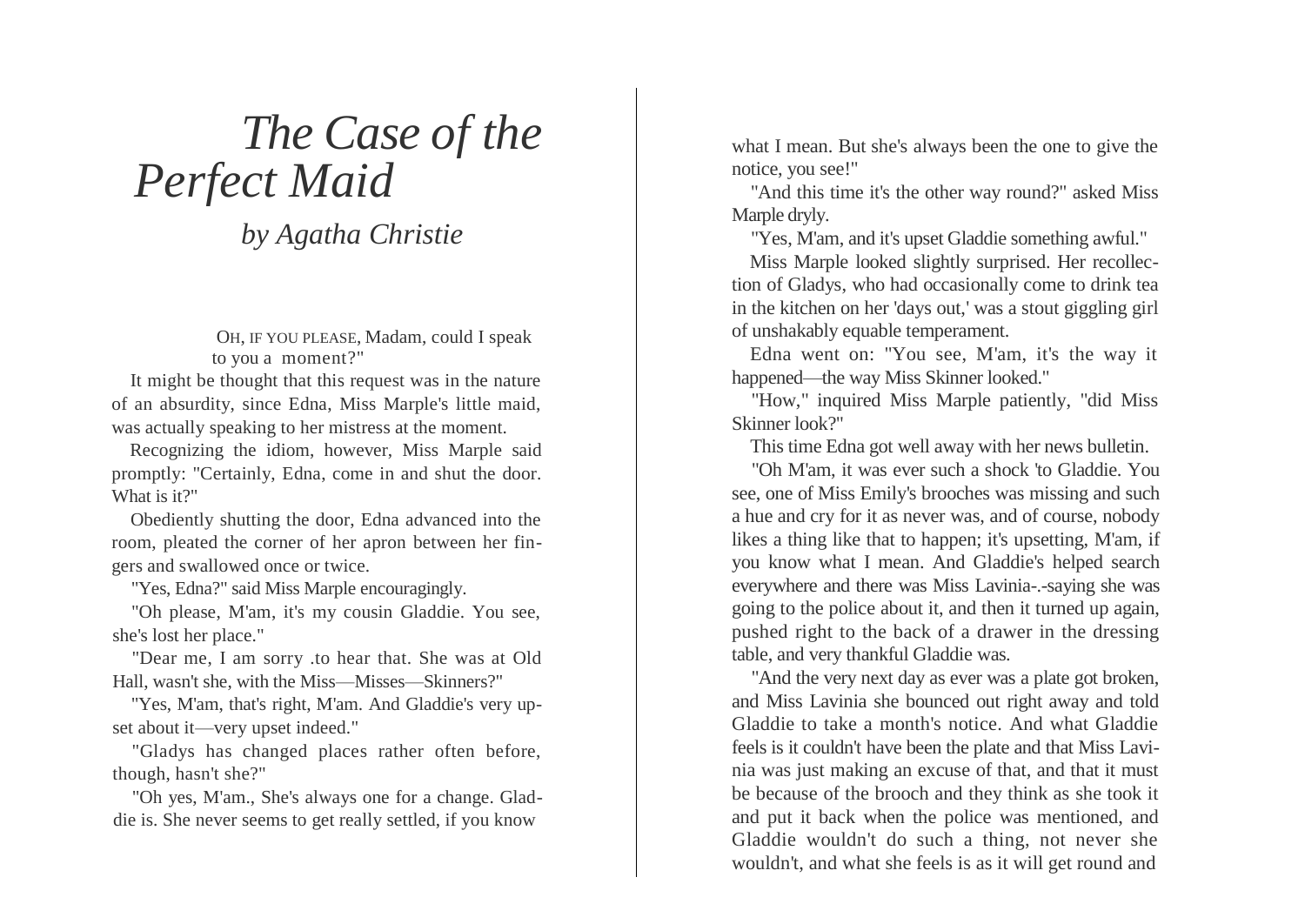# *The Case of the Perfect Maid*

### *by Agatha Christie*

OH, IF YOU PLEASE, Madam, could I speak to you a moment?"

It might be thought that this request was in the nature of an absurdity, since Edna, Miss Marple's little maid, was actually speaking to her mistress at the moment.

Recognizing the idiom, however, Miss Marple said promptly: "Certainly, Edna, come in and shut the door. What is it?"

Obediently shutting the door, Edna advanced into the room, pleated the corner of her apron between her fingers and swallowed once or twice.

"Yes, Edna?" said Miss Marple encouragingly.

"Oh please, M'am, it's my cousin Gladdie. You see, she's lost her place."

"Dear me, I am sorry .to hear that. She was at Old Hall, wasn't she, with the Miss—Misses—Skinners?"

"Yes, M'am, that's right, M'am. And Gladdie's very upset about it—very upset indeed."

"Gladys has changed places rather often before, though, hasn't she?"

"Oh yes, M'am., She's always one for a change. Gladdie is. She never seems to get really settled, if you know what I mean. But she's always been the one to give the notice, you see!"

"And this time it's the other way round?" asked Miss Marple dryly.

"Yes, M'am, and it's upset Gladdie something awful."

Miss Marple looked slightly surprised. Her recollection of Gladys, who had occasionally come to drink tea in the kitchen on her 'days out,' was a stout giggling girl of unshakably equable temperament.

Edna went on: "You see, M'am, it's the way it happened—the way Miss Skinner looked."

"How," inquired Miss Marple patiently, "did Miss Skinner look?"

This time Edna got well away with her news bulletin.

"Oh M'am, it was ever such a shock 'to Gladdie. You see, one of Miss Emily's brooches was missing and such a hue and cry for it as never was, and of course, nobody likes a thing like that to happen; it's upsetting, M'am, if you know what I mean. And Gladdie's helped search everywhere and there was Miss Lavinia-.-saying she was going to the police about it, and then it turned up again, pushed right to the back of a drawer in the dressing table, and very thankful Gladdie was.

"And the very next day as ever was a plate got broken, and Miss Lavinia she bounced out right away and told Gladdie to take a month's notice. And what Gladdie feels is it couldn't have been the plate and that Miss Lavinia was just making an excuse of that, and that it must be because of the brooch and they think as she took it and put it back when the police was mentioned, and Gladdie wouldn't do such a thing, not never she wouldn't, and what she feels is as it will get round and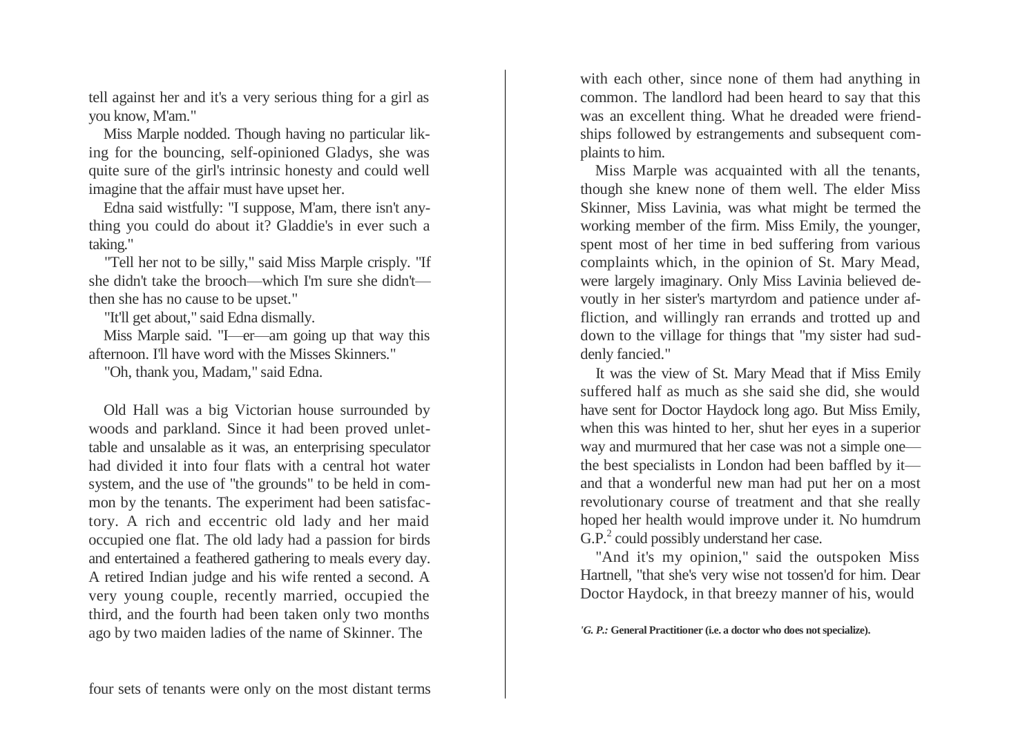tell against her and it's a very serious thing for a girl as you know, M'am."

Miss Marple nodded. Though having no particular liking for the bouncing, self-opinioned Gladys, she was quite sure of the girl's intrinsic honesty and could well imagine that the affair must have upset her.

Edna said wistfully: "I suppose, M'am, there isn't anything you could do about it? Gladdie's in ever such a taking."

"Tell her not to be silly," said Miss Marple crisply. "If she didn't take the brooch—which I'm sure she didn't—then she has no cause to be upset."

"It'll get about," said Edna dismally.

Miss Marple said. "I—er—am going up that way this afternoon. I'll have word with the Misses Skinners."

"Oh, thank you, Madam," said Edna.

Old Hall was a big Victorian house surrounded by woods and parkland. Since it had been proved unlettable and unsalable as it was, an enterprising speculator had divided it into four flats with a central hot water system, and the use of "the grounds" to be held in common by the tenants. The experiment had been satisfactory. A rich and eccentric old lady and her maid occupied one flat. The old lady had a passion for birds and entertained a feathered gathering to meals every day. A retired Indian judge and his wife rented a second. A very young couple, recently married, occupied the third, and the fourth had been taken only two months ago by two maiden ladies of the name of Skinner. The four sets of tenants were only on the most distant terms with each other, since none of them had anything in common. The landlord had been heard to say that this was an excellent thing. What he dreaded were friendships followed by estrangements and subsequent complaints to him.

Miss Marple was acquainted with all the tenants, though she knew none of them well. The elder Miss Skinner, Miss Lavinia, was what might be termed the working member of the firm. Miss Emily, the younger, spent most of her time in bed suffering from various complaints which, in the opinion of St. Mary Mead, were largely imaginary. Only Miss Lavinia believed devoutly in her sister's martyrdom and patience under affliction, and willingly ran errands and trotted up and down to the village for things that "my sister had suddenly fancied."

It was the view of St. Mary Mead that if Miss Emily suffered half as much as she said she did, she would have sent for Doctor Haydock long ago. But Miss Emily, when this was hinted to her, shut her eyes in a superior way and murmured that her case was not a simple one—the best specialists in London had been baffled by it—and that a wonderful new man had put her on a most revolutionary course of treatment and that she really hoped her health would improve under it. No humdrum G.P.[2] could possibly understand her case.

"And it's my opinion," said the outspoken Miss Hartnell, "that she's very wise not tossen'd for him. Dear Doctor Haydock, in that breezy manner of his, would

[2] ***G. P.:*** **General Practitioner (i.e. a doctor who does not specialize).**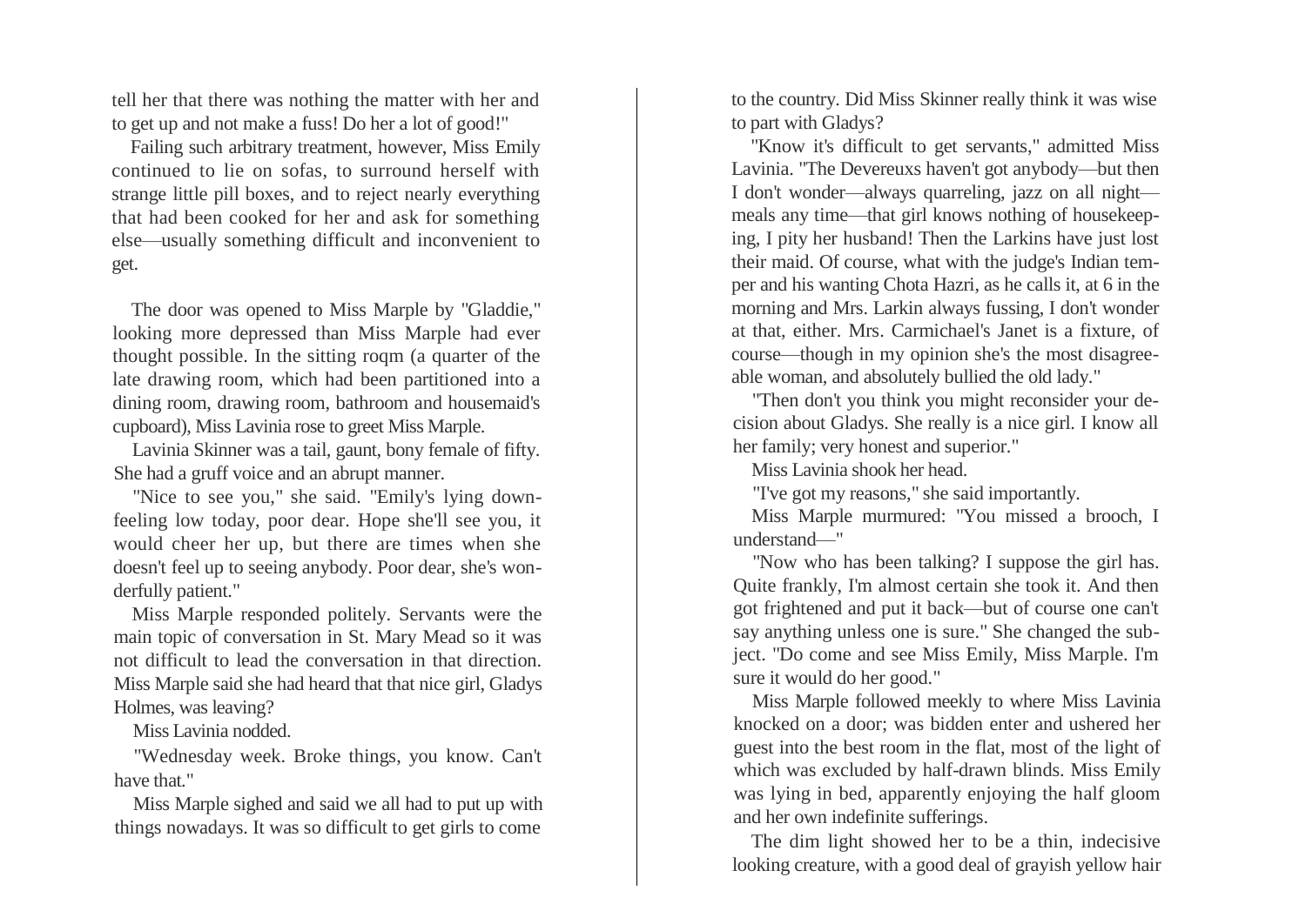tell her that there was nothing the matter with her and to get up and not make a fuss! Do her a lot of good!"

Failing such arbitrary treatment, however, Miss Emily continued to lie on sofas, to surround herself with strange little pill boxes, and to reject nearly everything that had been cooked for her and ask for something else—usually something difficult and inconvenient to get.

The door was opened to Miss Marple by "Gladdie," looking more depressed than Miss Marple had ever thought possible. In the sitting roqm (a quarter of the late drawing room, which had been partitioned into a dining room, drawing room, bathroom and housemaid's cupboard), Miss Lavinia rose to greet Miss Marple.

Lavinia Skinner was a tail, gaunt, bony female of fifty. She had a gruff voice and an abrupt manner.

"Nice to see you," she said. "Emily's lying down-feeling low today, poor dear. Hope she'll see you, it would cheer her up, but there are times when she doesn't feel up to seeing anybody. Poor dear, she's wonderfully patient."

Miss Marple responded politely. Servants were the main topic of conversation in St. Mary Mead so it was not difficult to lead the conversation in that direction. Miss Marple said she had heard that that nice girl, Gladys Holmes, was leaving?

Miss Lavinia nodded.

"Wednesday week. Broke things, you know. Can't have that."

Miss Marple sighed and said we all had to put up with things nowadays. It was so difficult to get girls to come to the country. Did Miss Skinner really think it was wise to part with Gladys?

"Know it's difficult to get servants," admitted Miss Lavinia. "The Devereuxs haven't got anybody—but then I don't wonder—always quarreling, jazz on all night—meals any time—that girl knows nothing of housekeeping, I pity her husband! Then the Larkins have just lost their maid. Of course, what with the judge's Indian temper and his wanting Chota Hazri, as he calls it, at 6 in the morning and Mrs. Larkin always fussing, I don't wonder at that, either. Mrs. Carmichael's Janet is a fixture, of course—though in my opinion she's the most disagreeable woman, and absolutely bullied the old lady."

"Then don't you think you might reconsider your decision about Gladys. She really is a nice girl. I know all her family; very honest and superior."

Miss Lavinia shook her head.

"I've got my reasons," she said importantly.

Miss Marple murmured: "You missed a brooch, I understand—"

"Now who has been talking? I suppose the girl has. Quite frankly, I'm almost certain she took it. And then got frightened and put it back—but of course one can't say anything unless one is sure." She changed the subject. "Do come and see Miss Emily, Miss Marple. I'm sure it would do her good."

Miss Marple followed meekly to where Miss Lavinia knocked on a door; was bidden enter and ushered her guest into the best room in the flat, most of the light of which was excluded by half-drawn blinds. Miss Emily was lying in bed, apparently enjoying the half gloom and her own indefinite sufferings.

The dim light showed her to be a thin, indecisive looking creature, with a good deal of grayish yellow hair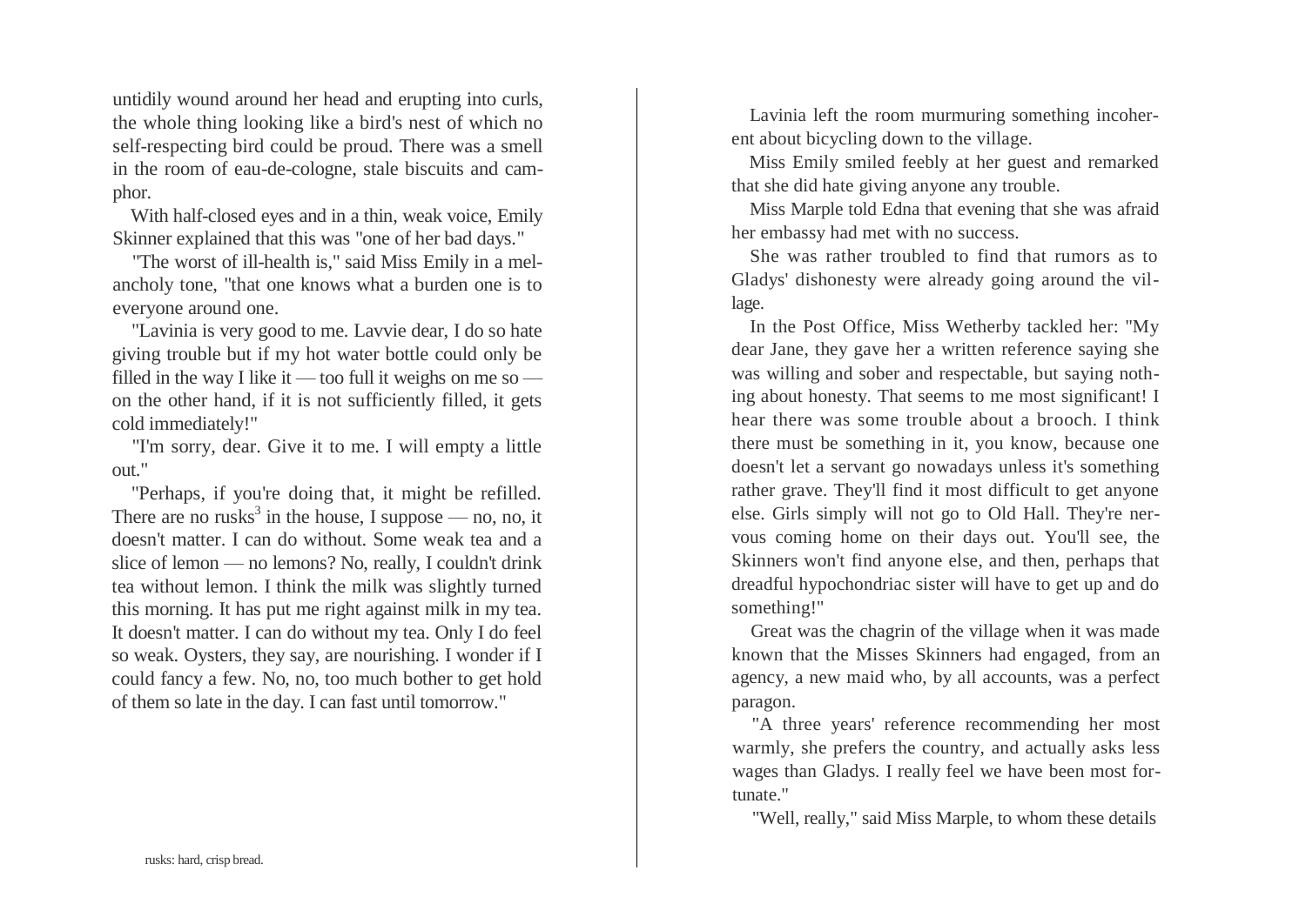untidily wound around her head and erupting into curls, the whole thing looking like a bird's nest of which no self-respecting bird could be proud. There was a smell in the room of eau-de-cologne, stale biscuits and camphor.

With half-closed eyes and in a thin, weak voice, Emily Skinner explained that this was "one of her bad days."

"The worst of ill-health is," said Miss Emily in a melancholy tone, "that one knows what a burden one is to everyone around one.

"Lavinia is very good to me. Lavvie dear, I do so hate giving trouble but if my hot water bottle could only be filled in the way I like it — too full it weighs on me so — on the other hand, if it is not sufficiently filled, it gets cold immediately!"

"I'm sorry, dear. Give it to me. I will empty a little out."

"Perhaps, if you're doing that, it might be refilled. There are no rusks[3] in the house, I suppose — no, no, it doesn't matter. I can do without. Some weak tea and a slice of lemon — no lemons? No, really, I couldn't drink tea without lemon. I think the milk was slightly turned this morning. It has put me right against milk in my tea. It doesn't matter. I can do without my tea. Only I do feel so weak. Oysters, they say, are nourishing. I wonder if I could fancy a few. No, no, too much bother to get hold of them so late in the day. I can fast until tomorrow."

rusks: hard, crisp bread.

Lavinia left the room murmuring something incoherent about bicycling down to the village.

Miss Emily smiled feebly at her guest and remarked that she did hate giving anyone any trouble.

Miss Marple told Edna that evening that she was afraid her embassy had met with no success.

She was rather troubled to find that rumors as to Gladys' dishonesty were already going around the village.

In the Post Office, Miss Wetherby tackled her: "My dear Jane, they gave her a written reference saying she was willing and sober and respectable, but saying nothing about honesty. That seems to me most significant! I hear there was some trouble about a brooch. I think there must be something in it, you know, because one doesn't let a servant go nowadays unless it's something rather grave. They'll find it most difficult to get anyone else. Girls simply will not go to Old Hall. They're nervous coming home on their days out. You'll see, the Skinners won't find anyone else, and then, perhaps that dreadful hypochondriac sister will have to get up and do something!"

Great was the chagrin of the village when it was made known that the Misses Skinners had engaged, from an agency, a new maid who, by all accounts, was a perfect paragon.

"A three years' reference recommending her most warmly, she prefers the country, and actually asks less wages than Gladys. I really feel we have been most fortunate."

"Well, really," said Miss Marple, to whom these details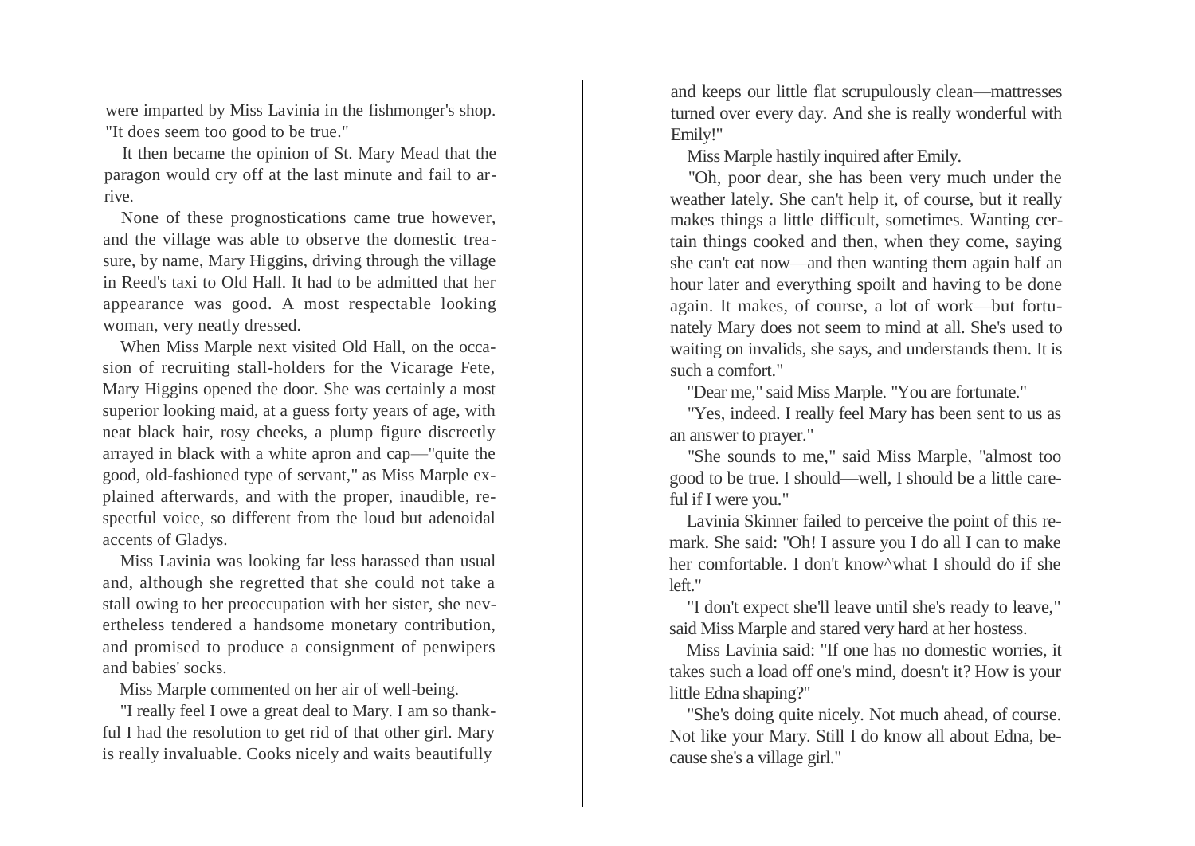were imparted by Miss Lavinia in the fishmonger's shop. "It does seem too good to be true."

It then became the opinion of St. Mary Mead that the paragon would cry off at the last minute and fail to arrive.

None of these prognostications came true however, and the village was able to observe the domestic treasure, by name, Mary Higgins, driving through the village in Reed's taxi to Old Hall. It had to be admitted that her appearance was good. A most respectable looking woman, very neatly dressed.

When Miss Marple next visited Old Hall, on the occasion of recruiting stall-holders for the Vicarage Fete, Mary Higgins opened the door. She was certainly a most superior looking maid, at a guess forty years of age, with neat black hair, rosy cheeks, a plump figure discreetly arrayed in black with a white apron and cap—"quite the good, old-fashioned type of servant," as Miss Marple explained afterwards, "and with the proper, inaudible, respectful voice, so different from the loud but adenoidal accents of Gladys.

Miss Lavinia was looking far less harassed than usual and, although she regretted that she could not take a stall owing to her preoccupation with her sister, she nevertheless tendered a handsome monetary contribution, and promised to produce a consignment of penwipers and babies' socks.

Miss Marple commented on her air of well-being.

"I really feel I owe a great deal to Mary. I am so thankful I had the resolution to get rid of that other girl. Mary is really invaluable. Cooks nicely and waits beautifully and keeps our little flat scrupulously clean—mattresses turned over every day. And she is really wonderful with Emily!"

Miss Marple hastily inquired after Emily.

"Oh, poor dear, she has been very much under the weather lately. She can't help it, of course, but it really makes things a little difficult, sometimes. Wanting certain things cooked and then, when they come, saying she can't eat now—and then wanting them again half an hour later and everything spoilt and having to be done again. It makes, of course, a lot of work—but fortunately Mary does not seem to mind at all. She's used to waiting on invalids, she says, and understands them. It is such a comfort."

"Dear me," said Miss Marple. "You are fortunate."

"Yes, indeed. I really feel Mary has been sent to us as an answer to prayer."

"She sounds to me," said Miss Marple, "almost too good to be true. I should—well, I should be a little careful if I were you."

Lavinia Skinner failed to perceive the point of this remark. She said: "Oh! I assure you I do all I can to make her comfortable. I don't know^what I should do if she left."

"I don't expect she'll leave until she's ready to leave," said Miss Marple and stared very hard at her hostess.

Miss Lavinia said: "If one has no domestic worries, it takes such a load off one's mind, doesn't it? How is your little Edna shaping?"

"She's doing quite nicely. Not much ahead, of course. Not like your Mary. Still I do know all about Edna, because she's a village girl."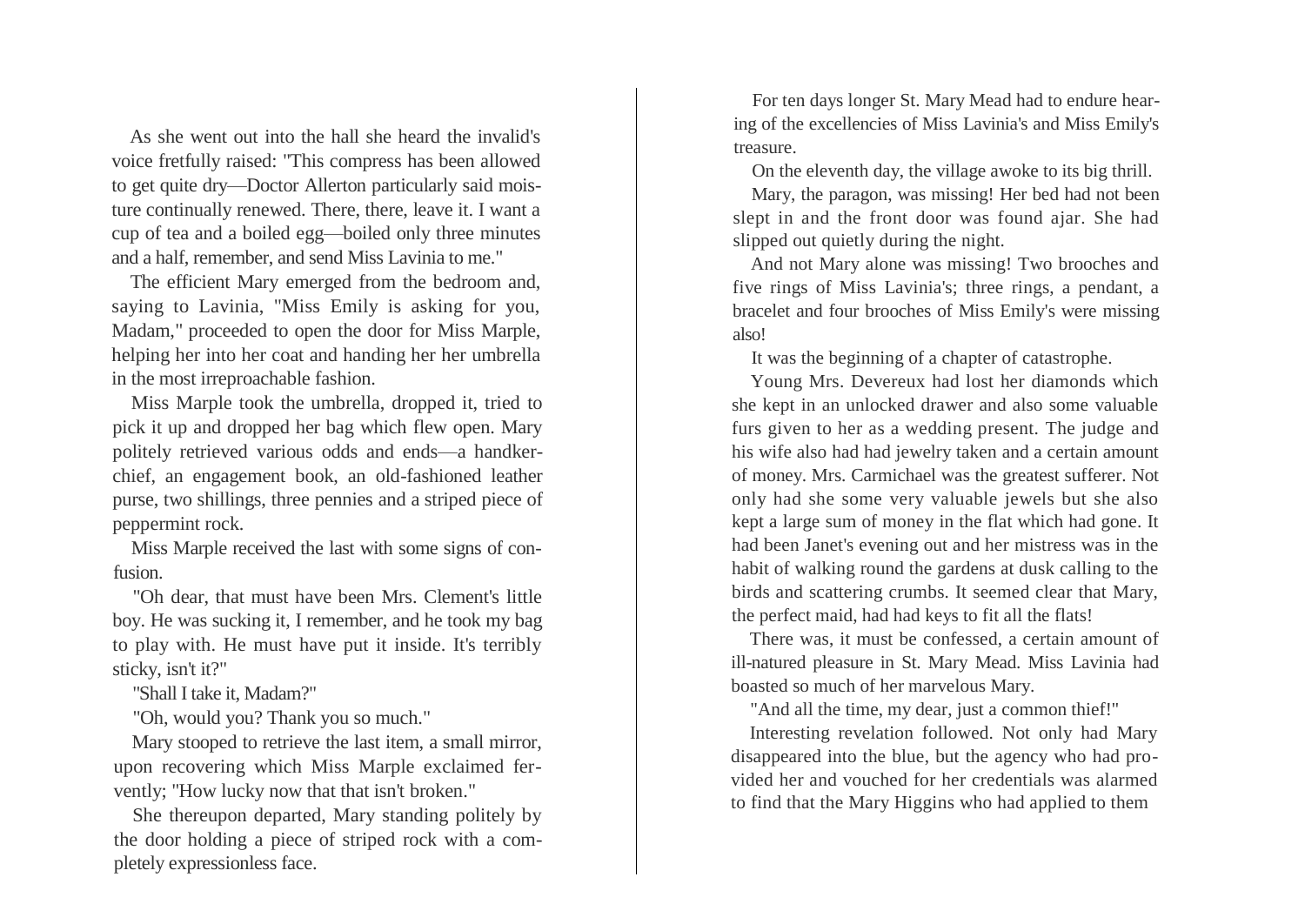As she went out into the hall she heard the invalid's voice fretfully raised: "This compress has been allowed to get quite dry—Doctor Allerton particularly said moisture continually renewed. There, there, leave it. I want a cup of tea and a boiled egg—boiled only three minutes and a half, remember, and send Miss Lavinia to me."

The efficient Mary emerged from the bedroom and, saying to Lavinia, "Miss Emily is asking for you, Madam," proceeded to open the door for Miss Marple, helping her into her coat and handing her her umbrella in the most irreproachable fashion.

Miss Marple took the umbrella, dropped it, tried to pick it up and dropped her bag which flew open. Mary politely retrieved various odds and ends—a handkerchief, an engagement book, an old-fashioned leather purse, two shillings, three pennies and a striped piece of peppermint rock.

Miss Marple received the last with some signs of confusion.

"Oh dear, that must have been Mrs. Clement's little boy. He was sucking it, I remember, and he took my bag to play with. He must have put it inside. It's terribly sticky, isn't it?"

"Shall I take it, Madam?"

"Oh, would you? Thank you so much."

Mary stooped to retrieve the last item, a small mirror, upon recovering which Miss Marple exclaimed fervently; "How lucky now that that isn't broken."

She thereupon departed, Mary standing politely by the door holding a piece of striped rock with a completely expressionless face.

For ten days longer St. Mary Mead had to endure hearing of the excellencies of Miss Lavinia's and Miss Emily's treasure.

On the eleventh day, the village awoke to its big thrill.

Mary, the paragon, was missing! Her bed had not been slept in and the front door was found ajar. She had slipped out quietly during the night.

And not Mary alone was missing! Two brooches and five rings of Miss Lavinia's; three rings, a pendant, a bracelet and four brooches of Miss Emily's were missing also!

It was the beginning of a chapter of catastrophe.

Young Mrs. Devereux had lost her diamonds which she kept in an unlocked drawer and also some valuable furs given to her as a wedding present. The judge and his wife also had had jewelry taken and a certain amount of money. Mrs. Carmichael was the greatest sufferer. Not only had she some very valuable jewels but she also kept a large sum of money in the flat which had gone. It had been Janet's evening out and her mistress was in the habit of walking round the gardens at dusk calling to the birds and scattering crumbs. It seemed clear that Mary, the perfect maid, had had keys to fit all the flats!

There was, it must be confessed, a certain amount of ill-natured pleasure in St. Mary Mead. Miss Lavinia had boasted so much of her marvelous Mary.

"And all the time, my dear, just a common thief!"

Interesting revelation followed. Not only had Mary disappeared into the blue, but the agency who had provided her and vouched for her credentials was alarmed to find that the Mary Higgins who had applied to them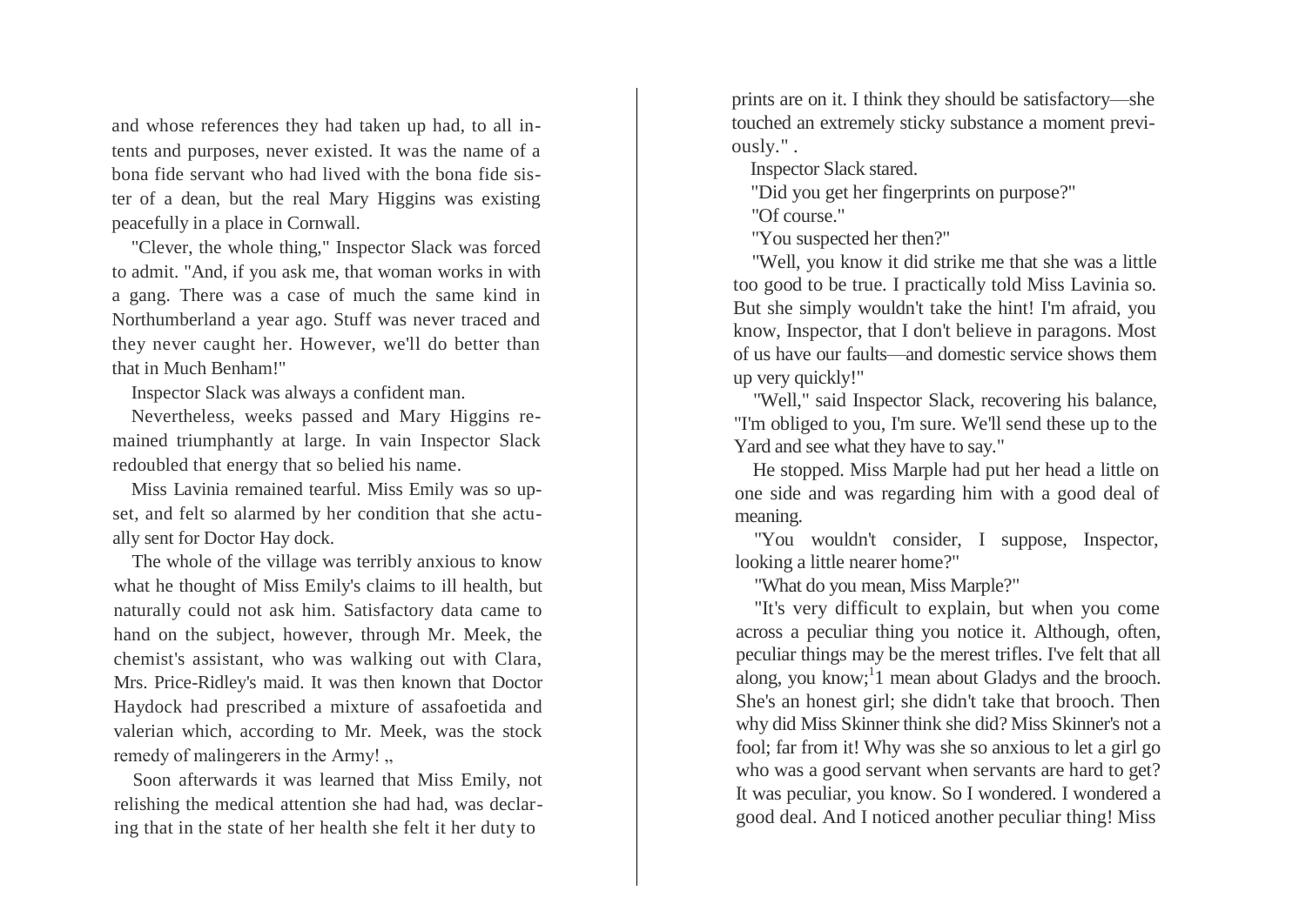and whose references they had taken up had, to all intents and purposes, never existed. It was the name of a bona fide servant who had lived with the bona fide sister of a dean, but the real Mary Higgins was existing peacefully in a place in Cornwall.

"Clever, the whole thing," Inspector Slack was forced to admit. "And, if you ask me, that woman works in with a gang. There was a case of much the same kind in Northumberland a year ago. Stuff was never traced and they never caught her. However, we'll do better than that in Much Benham!"

Inspector Slack was always a confident man.

Nevertheless, weeks passed and Mary Higgins remained triumphantly at large. In vain Inspector Slack redoubled that energy that so belied his name.

Miss Lavinia remained tearful. Miss Emily was so upset, and felt so alarmed by her condition that she actually sent for Doctor Hay dock.

The whole of the village was terribly anxious to know what he thought of Miss Emily's claims to ill health, but naturally could not ask him. Satisfactory data came to hand on the subject, however, through Mr. Meek, the chemist's assistant, who was walking out with Clara, Mrs. Price-Ridley's maid. It was then known that Doctor Haydock had prescribed a mixture of assafoetida and valerian which, according to Mr. Meek, was the stock remedy of malingerers in the Army! ,,

Soon afterwards it was learned that Miss Emily, not relishing the medical attention she had had, was declaring that in the state of her health she felt it her duty to

prints are on it. I think they should be satisfactory—she touched an extremely sticky substance a moment previously." .

Inspector Slack stared.

"Did you get her fingerprints on purpose?"

"Of course."

"You suspected her then?"

"Well, you know it did strike me that she was a little too good to be true. I practically told Miss Lavinia so. But she simply wouldn't take the hint! I'm afraid, you know, Inspector, that I don't believe in paragons. Most of us have our faults—and domestic service shows them up very quickly!"

"Well," said Inspector Slack, recovering his balance, "I'm obliged to you, I'm sure. We'll send these up to the Yard and see what they have to say."

He stopped. Miss Marple had put her head a little on one side and was regarding him with a good deal of meaning.

"You wouldn't consider, I suppose, Inspector, looking a little nearer home?"

"What do you mean, Miss Marple?"

"It's very difficult to explain, but when you come across a peculiar thing you notice it. Although, often, peculiar things may be the merest trifles. I've felt that all along, you know;[1]1 mean about Gladys and the brooch. She's an honest girl; she didn't take that brooch. Then why did Miss Skinner think she did? Miss Skinner's not a fool; far from it! Why was she so anxious to let a girl go who was a good servant when servants are hard to get? It was peculiar, you know. So I wondered. I wondered a good deal. And I noticed another peculiar thing! Miss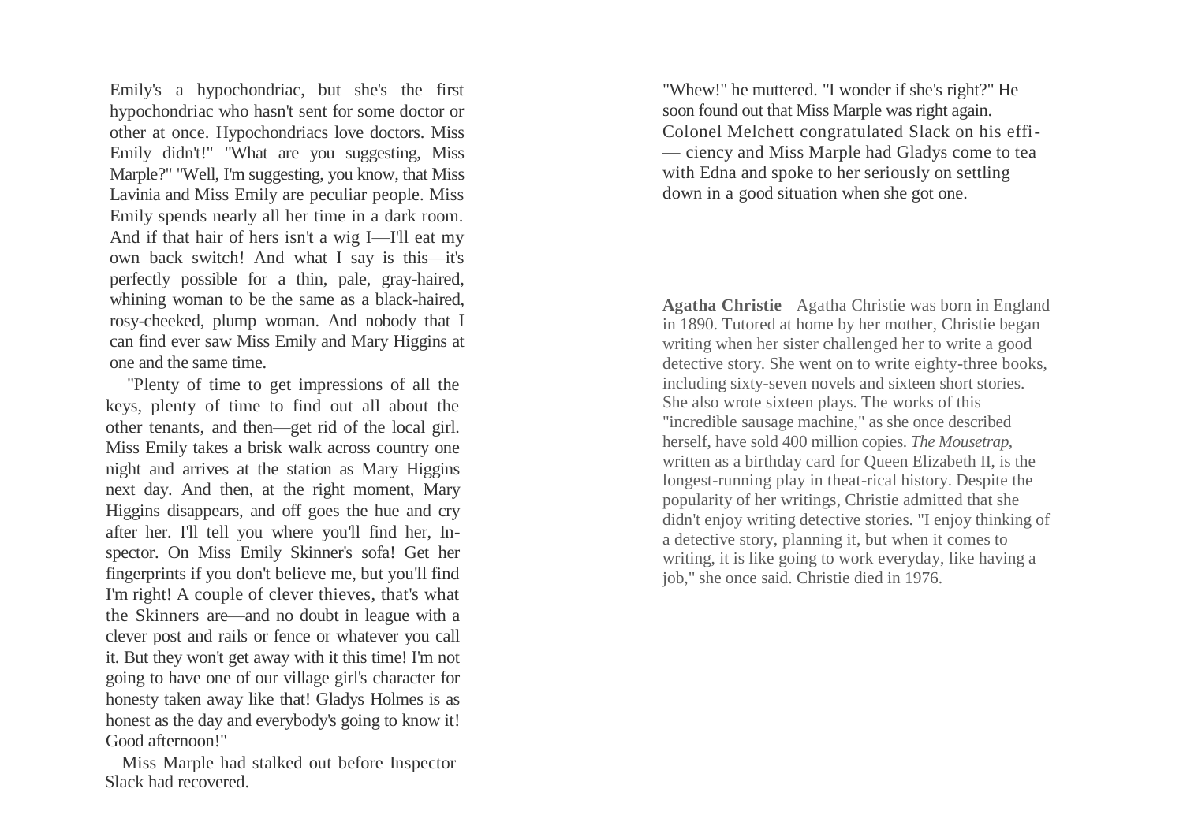Emily's a hypochondriac, but she's the first hypochondriac who hasn't sent for some doctor or other at once. Hypochondriacs love doctors. Miss Emily didn't!" "What are you suggesting, Miss Marple?" "Well, I'm suggesting, you know, that Miss Lavinia and Miss Emily are peculiar people. Miss Emily spends nearly all her time in a dark room. And if that hair of hers isn't a wig I—I'll eat my own back switch! And what I say is this—it's perfectly possible for a thin, pale, gray-haired, whining woman to be the same as a black-haired, rosy-cheeked, plump woman. And nobody that I can find ever saw Miss Emily and Mary Higgins at one and the same time.

"Plenty of time to get impressions of all the keys, plenty of time to find out all about the other tenants, and then—get rid of the local girl. Miss Emily takes a brisk walk across country one night and arrives at the station as Mary Higgins next day. And then, at the right moment, Mary Higgins disappears, and off goes the hue and cry after her. I'll tell you where you'll find her, Inspector. On Miss Emily Skinner's sofa! Get her fingerprints if you don't believe me, but you'll find I'm right! A couple of clever thieves, that's what the Skinners are—and no doubt in league with a clever post and rails or fence or whatever you call it. But they won't get away with it this time! I'm not going to have one of our village girl's character for honesty taken away like that! Gladys Holmes is as honest as the day and everybody's going to know it! Good afternoon!"

Miss Marple had stalked out before Inspector Slack had recovered.

"Whew!" he muttered. "I wonder if she's right?" He soon found out that Miss Marple was right again. Colonel Melchett congratulated Slack on his efficiency and Miss Marple had Gladys come to tea with Edna and spoke to her seriously on settling down in a good situation when she got one.

**Agatha Christie** Agatha Christie was born in England in 1890. Tutored at home by her mother, Christie began writing when her sister challenged her to write a good detective story. She went on to write eighty-three books, including sixty-seven novels and sixteen short stories. She also wrote sixteen plays. The works of this "incredible sausage machine," as she once described herself, have sold 400 million copies. *The Mousetrap*, written as a birthday card for Queen Elizabeth II, is the longest-running play in theat-rical history. Despite the popularity of her writings, Christie admitted that she didn't enjoy writing detective stories. "I enjoy thinking of a detective story, planning it, but when it comes to writing, it is like going to work everyday, like having a job," she once said. Christie died in 1976.